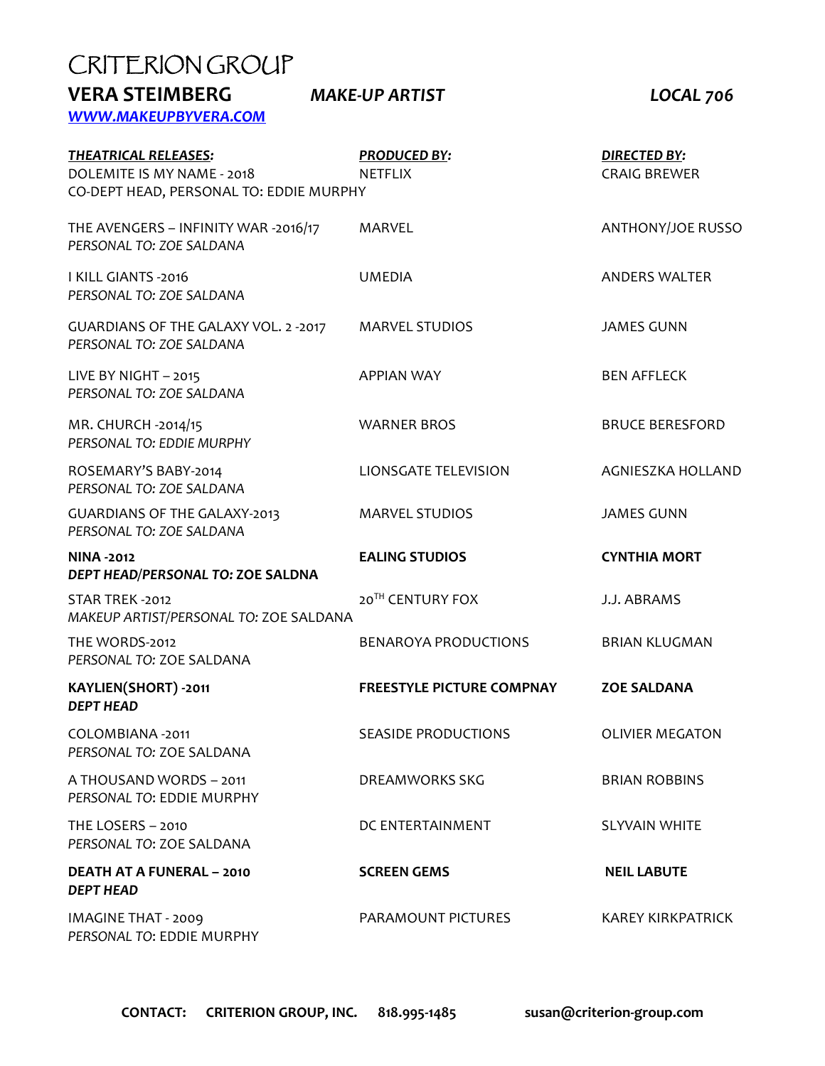# CRITERION GROUP

**VERA STEIMBERG** *MAKE-UP ARTIST* *LOCAL 706*

[**WWW.MAKEUPBYVERA.COM**](http://WWW.MAKEUPBYVERA.COM)

| ***THEATRICAL RELEASES:*** | ***PRODUCED BY:*** | ***DIRECTED BY:*** |
|---|---|---|
| DOLEMITE IS MY NAME - 2018<br>CO-DEPT HEAD, PERSONAL TO: EDDIE MURPHY | NETFLIX | CRAIG BREWER |
| THE AVENGERS – INFINITY WAR -2016/17<br>*PERSONAL TO: ZOE SALDANA* | MARVEL | ANTHONY/JOE RUSSO |
| I KILL GIANTS -2016<br>*PERSONAL TO: ZOE SALDANA* | UMEDIA | ANDERS WALTER |
| GUARDIANS OF THE GALAXY VOL. 2 -2017<br>*PERSONAL TO: ZOE SALDANA* | MARVEL STUDIOS | JAMES GUNN |
| LIVE BY NIGHT – 2015<br>*PERSONAL TO: ZOE SALDANA* | APPIAN WAY | BEN AFFLECK |
| MR. CHURCH -2014/15<br>*PERSONAL TO: EDDIE MURPHY* | WARNER BROS | BRUCE BERESFORD |
| ROSEMARY'S BABY-2014<br>*PERSONAL TO: ZOE SALDANA* | LIONSGATE TELEVISION | AGNIESZKA HOLLAND |
| GUARDIANS OF THE GALAXY-2013<br>*PERSONAL TO: ZOE SALDANA* | MARVEL STUDIOS | JAMES GUNN |
| **NINA -2012**<br>***DEPT HEAD/PERSONAL TO:* ZOE SALDNA** | **EALING STUDIOS** | **CYNTHIA MORT** |
| STAR TREK -2012<br>*MAKEUP ARTIST/PERSONAL TO:* ZOE SALDANA | 20TH CENTURY FOX | J.J. ABRAMS |
| THE WORDS-2012<br>*PERSONAL TO:* ZOE SALDANA | BENAROYA PRODUCTIONS | BRIAN KLUGMAN |
| **KAYLIEN(SHORT) -2011**<br>***DEPT HEAD*** | **FREESTYLE PICTURE COMPNAY** | **ZOE SALDANA** |
| COLOMBIANA -2011<br>*PERSONAL TO:* ZOE SALDANA | SEASIDE PRODUCTIONS | OLIVIER MEGATON |
| A THOUSAND WORDS – 2011<br>*PERSONAL TO*: EDDIE MURPHY | DREAMWORKS SKG | BRIAN ROBBINS |
| THE LOSERS – 2010<br>*PERSONAL TO*: ZOE SALDANA | DC ENTERTAINMENT | SLYVAIN WHITE |
| **DEATH AT A FUNERAL – 2010**<br>***DEPT HEAD*** | **SCREEN GEMS** | **NEIL LABUTE** |
| IMAGINE THAT - 2009<br>*PERSONAL TO*: EDDIE MURPHY | PARAMOUNT PICTURES | KAREY KIRKPATRICK |

**CONTACT: CRITERION GROUP, INC. 818.995-1485 susan@criterion-group.com**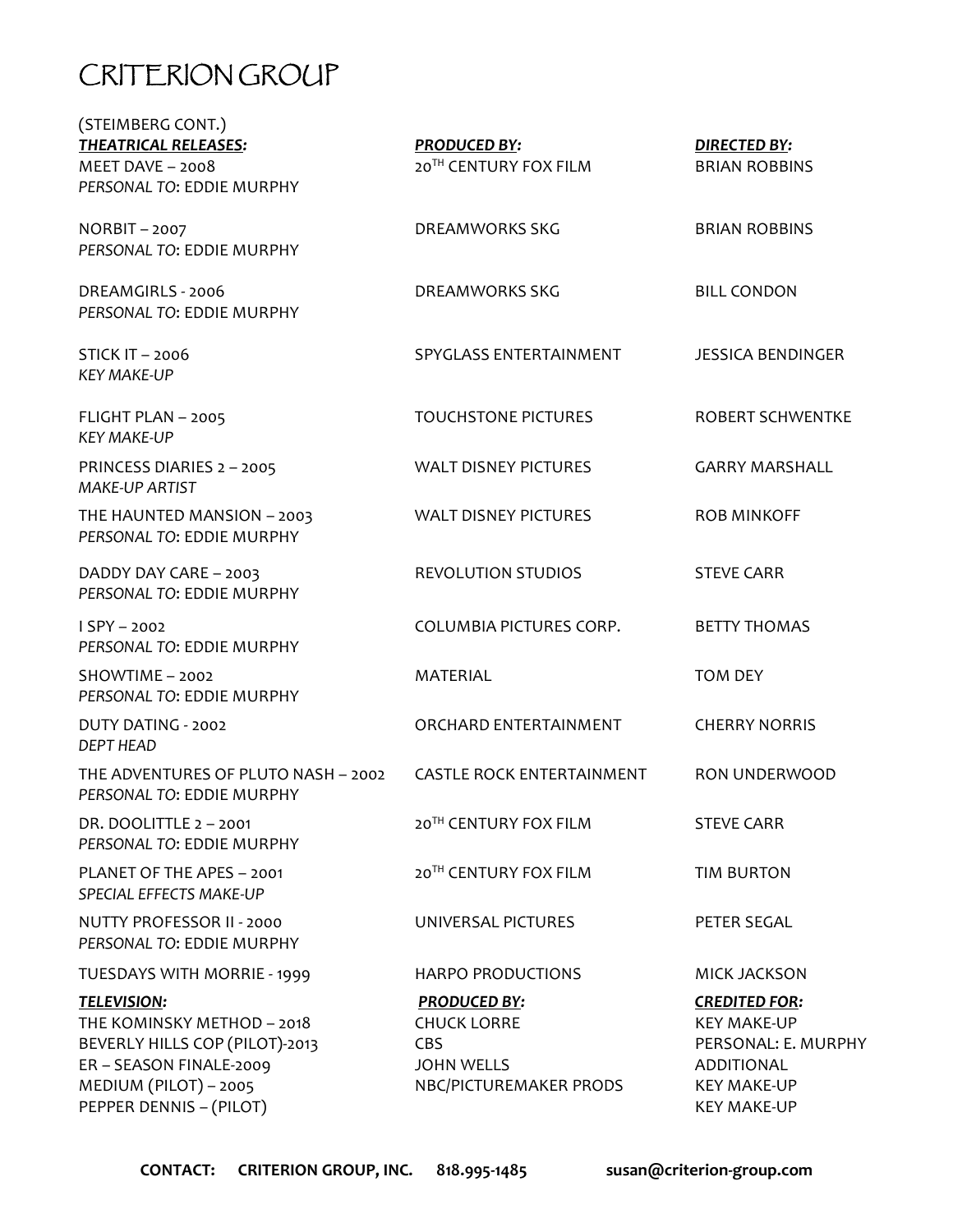# CRITERION GROUP

(STEIMBERG CONT.)

| ***THEATRICAL RELEASES:*** | ***PRODUCED BY:*** | ***DIRECTED BY:*** |
|---|---|---|
| MEET DAVE – 2008<br>*PERSONAL TO*: EDDIE MURPHY | 20TH CENTURY FOX FILM | BRIAN ROBBINS |
| NORBIT – 2007<br>*PERSONAL TO*: EDDIE MURPHY | DREAMWORKS SKG | BRIAN ROBBINS |
| DREAMGIRLS - 2006<br>*PERSONAL TO*: EDDIE MURPHY | DREAMWORKS SKG | BILL CONDON |
| STICK IT – 2006<br>*KEY MAKE-UP* | SPYGLASS ENTERTAINMENT | JESSICA BENDINGER |
| FLIGHT PLAN – 2005<br>*KEY MAKE-UP* | TOUCHSTONE PICTURES | ROBERT SCHWENTKE |
| PRINCESS DIARIES 2 – 2005<br>*MAKE-UP ARTIST* | WALT DISNEY PICTURES | GARRY MARSHALL |
| THE HAUNTED MANSION – 2003<br>*PERSONAL TO*: EDDIE MURPHY | WALT DISNEY PICTURES | ROB MINKOFF |
| DADDY DAY CARE – 2003<br>*PERSONAL TO*: EDDIE MURPHY | REVOLUTION STUDIOS | STEVE CARR |
| I SPY – 2002<br>*PERSONAL TO*: EDDIE MURPHY | COLUMBIA PICTURES CORP. | BETTY THOMAS |
| SHOWTIME – 2002<br>*PERSONAL TO*: EDDIE MURPHY | MATERIAL | TOM DEY |
| DUTY DATING - 2002<br>*DEPT HEAD* | ORCHARD ENTERTAINMENT | CHERRY NORRIS |
| THE ADVENTURES OF PLUTO NASH – 2002<br>*PERSONAL TO*: EDDIE MURPHY | CASTLE ROCK ENTERTAINMENT | RON UNDERWOOD |
| DR. DOOLITTLE 2 – 2001<br>*PERSONAL TO*: EDDIE MURPHY | 20TH CENTURY FOX FILM | STEVE CARR |
| PLANET OF THE APES – 2001<br>*SPECIAL EFFECTS MAKE-UP* | 20TH CENTURY FOX FILM | TIM BURTON |
| NUTTY PROFESSOR II - 2000<br>*PERSONAL TO*: EDDIE MURPHY | UNIVERSAL PICTURES | PETER SEGAL |
| TUESDAYS WITH MORRIE - 1999 | HARPO PRODUCTIONS | MICK JACKSON |

| ***TELEVISION:*** | ***PRODUCED BY:*** | ***CREDITED FOR:*** |
|---|---|---|
| THE KOMINSKY METHOD – 2018 | CHUCK LORRE | KEY MAKE-UP |
| BEVERLY HILLS COP (PILOT)-2013 | CBS | PERSONAL: E. MURPHY |
| ER – SEASON FINALE-2009 | JOHN WELLS | ADDITIONAL |
| MEDIUM (PILOT) – 2005 | NBC/PICTUREMAKER PRODS | KEY MAKE-UP |
| PEPPER DENNIS – (PILOT) | | KEY MAKE-UP |

**CONTACT: CRITERION GROUP, INC. 818.995-1485 susan@criterion-group.com**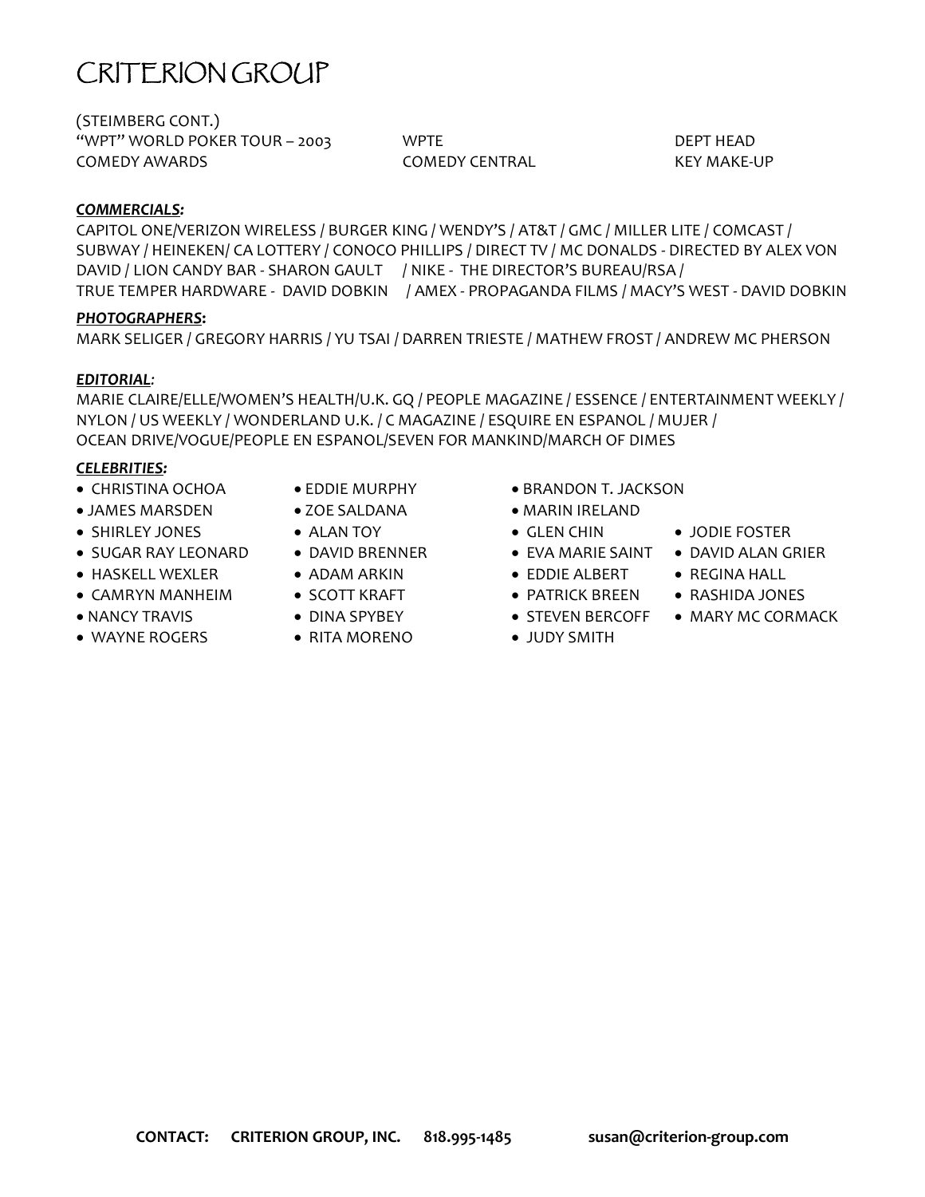# CRITERION GROUP

(STEIMBERG CONT.)

| | | |
|---|---|---|
| "WPT" WORLD POKER TOUR – 2003 | WPTE | DEPT HEAD |
| COMEDY AWARDS | COMEDY CENTRAL | KEY MAKE-UP |

***COMMERCIALS:***

CAPITOL ONE/VERIZON WIRELESS / BURGER KING / WENDY'S / AT&T / GMC / MILLER LITE / COMCAST / SUBWAY / HEINEKEN/ CA LOTTERY / CONOCO PHILLIPS / DIRECT TV / MC DONALDS - DIRECTED BY ALEX VON DAVID / LION CANDY BAR - SHARON GAULT / NIKE - THE DIRECTOR'S BUREAU/RSA / TRUE TEMPER HARDWARE - DAVID DOBKIN / AMEX - PROPAGANDA FILMS / MACY'S WEST - DAVID DOBKIN

***PHOTOGRAPHERS*:**

MARK SELIGER / GREGORY HARRIS / YU TSAI / DARREN TRIESTE / MATHEW FROST / ANDREW MC PHERSON

***EDITORIAL:***

MARIE CLAIRE/ELLE/WOMEN'S HEALTH/U.K. GQ / PEOPLE MAGAZINE / ESSENCE / ENTERTAINMENT WEEKLY / NYLON / US WEEKLY / WONDERLAND U.K. / C MAGAZINE / ESQUIRE EN ESPANOL / MUJER / OCEAN DRIVE/VOGUE/PEOPLE EN ESPANOL/SEVEN FOR MANKIND/MARCH OF DIMES

***CELEBRITIES:***

- CHRISTINA OCHOA
- JAMES MARSDEN
- SHIRLEY JONES
- SUGAR RAY LEONARD
- HASKELL WEXLER
- CAMRYN MANHEIM
- NANCY TRAVIS
- WAYNE ROGERS
- EDDIE MURPHY
- ZOE SALDANA
- ALAN TOY
- DAVID BRENNER
- ADAM ARKIN
- SCOTT KRAFT
- DINA SPYBEY
- RITA MORENO
- BRANDON T. JACKSON
- MARIN IRELAND
- GLEN CHIN
- EVA MARIE SAINT
- EDDIE ALBERT
- PATRICK BREEN
- STEVEN BERCOFF
- JUDY SMITH
- JODIE FOSTER
- DAVID ALAN GRIER
- REGINA HALL
- RASHIDA JONES
- MARY MC CORMACK

**CONTACT: CRITERION GROUP, INC. 818.995-1485 susan@criterion-group.com**